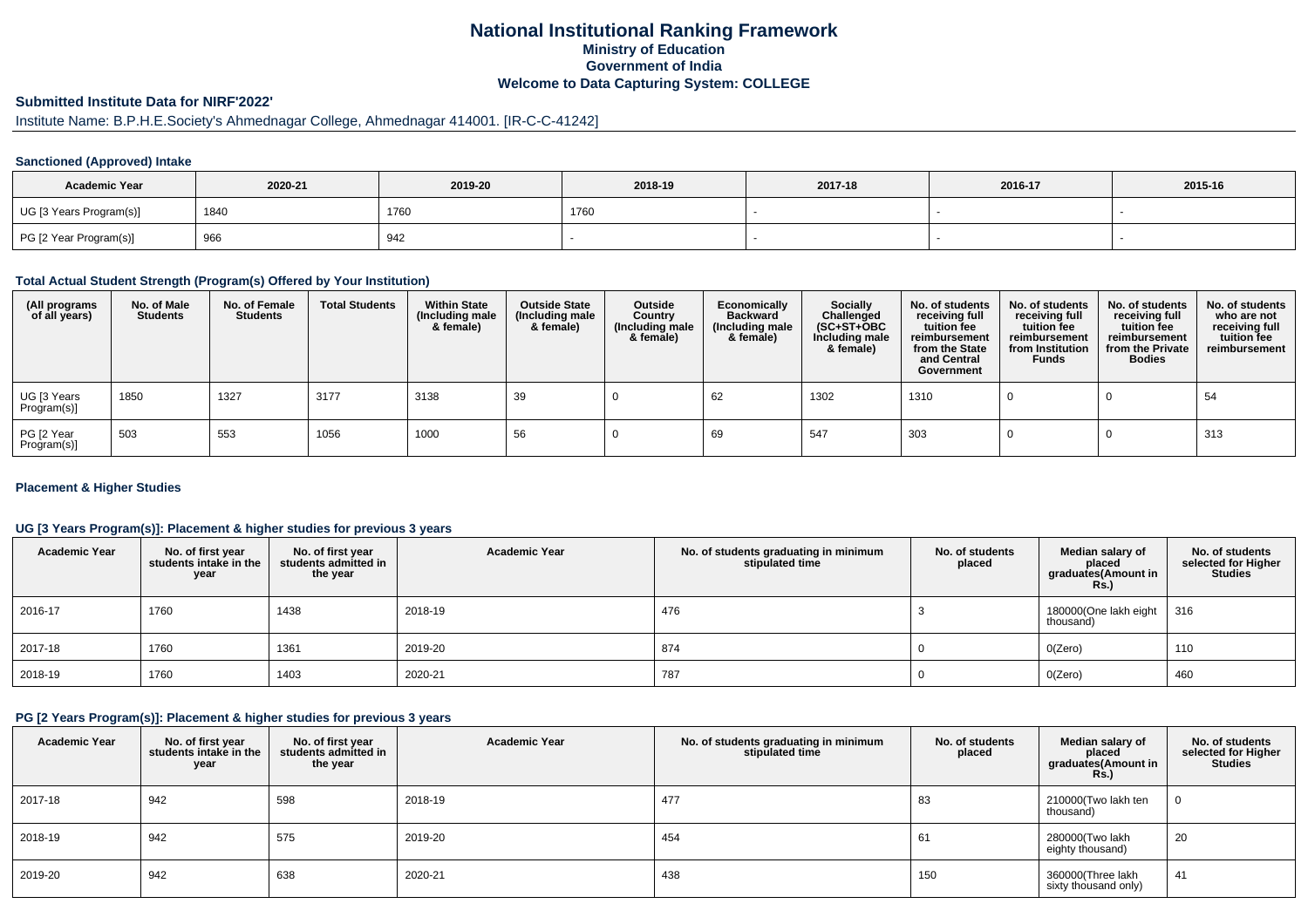# National Institutional Ranking Framework
## Ministry of Education
## Government of India
## Welcome to Data Capturing System: COLLEGE

### Submitted Institute Data for NIRF'2022'

Institute Name: B.P.H.E.Society's Ahmednagar College, Ahmednagar 414001. [IR-C-C-41242]

#### Sanctioned (Approved) Intake

| Academic Year | 2020-21 | 2019-20 | 2018-19 | 2017-18 | 2016-17 | 2015-16 |
|---|---|---|---|---|---|---|
| UG [3 Years Program(s)] | 1840 | 1760 | 1760 | - | - | - |
| PG [2 Year Program(s)] | 966 | 942 | - | - | - | - |

#### Total Actual Student Strength (Program(s) Offered by Your Institution)

| (All programs of all years) | No. of Male Students | No. of Female Students | Total Students | Within State (Including male & female) | Outside State (Including male & female) | Outside Country (Including male & female) | Economically Backward (Including male & female) | Socially Challenged (SC+ST+OBC Including male & female) | No. of students receiving full tuition fee reimbursement from the State and Central Government | No. of students receiving full tuition fee reimbursement from Institution Funds | No. of students receiving full tuition fee reimbursement from the Private Bodies | No. of students who are not receiving full tuition fee reimbursement |
|---|---|---|---|---|---|---|---|---|---|---|---|---|
| UG [3 Years Program(s)] | 1850 | 1327 | 3177 | 3138 | 39 | 0 | 62 | 1302 | 1310 | 0 | 0 | 54 |
| PG [2 Year Program(s)] | 503 | 553 | 1056 | 1000 | 56 | 0 | 69 | 547 | 303 | 0 | 0 | 313 |

#### Placement & Higher Studies

#### UG [3 Years Program(s)]: Placement & higher studies for previous 3 years

| Academic Year | No. of first year students intake in the year | No. of first year students admitted in the year | Academic Year | No. of students graduating in minimum stipulated time | No. of students placed | Median salary of placed graduates(Amount in Rs.) | No. of students selected for Higher Studies |
|---|---|---|---|---|---|---|---|
| 2016-17 | 1760 | 1438 | 2018-19 | 476 | 3 | 180000(One lakh eight thousand) | 316 |
| 2017-18 | 1760 | 1361 | 2019-20 | 874 | 0 | 0(Zero) | 110 |
| 2018-19 | 1760 | 1403 | 2020-21 | 787 | 0 | 0(Zero) | 460 |

#### PG [2 Years Program(s)]: Placement & higher studies for previous 3 years

| Academic Year | No. of first year students intake in the year | No. of first year students admitted in the year | Academic Year | No. of students graduating in minimum stipulated time | No. of students placed | Median salary of placed graduates(Amount in Rs.) | No. of students selected for Higher Studies |
|---|---|---|---|---|---|---|---|
| 2017-18 | 942 | 598 | 2018-19 | 477 | 83 | 210000(Two lakh ten thousand) | 0 |
| 2018-19 | 942 | 575 | 2019-20 | 454 | 61 | 280000(Two lakh eighty thousand) | 20 |
| 2019-20 | 942 | 638 | 2020-21 | 438 | 150 | 360000(Three lakh sixty thousand only) | 41 |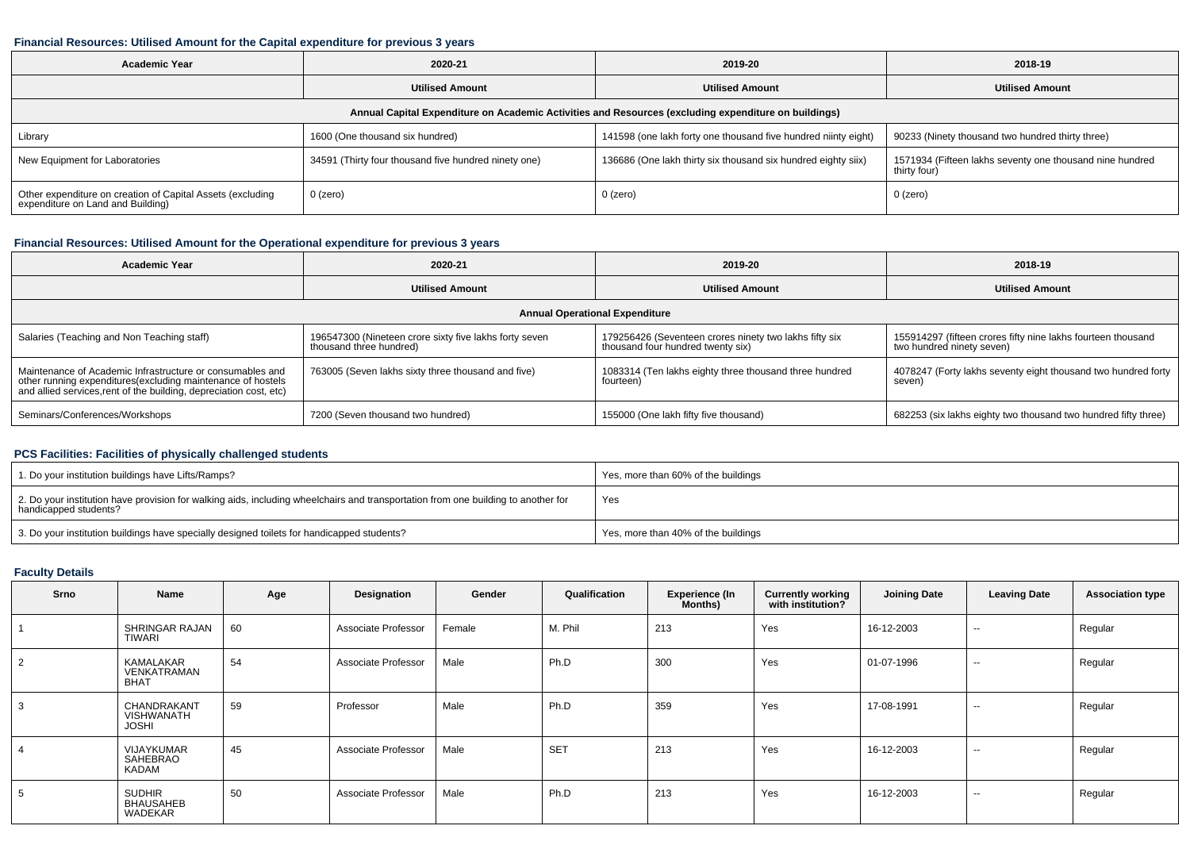#### Financial Resources: Utilised Amount for the Capital expenditure for previous 3 years

| Academic Year | 2020-21 | 2019-20 | 2018-19 |
|---|---|---|---|
| | Utilised Amount | Utilised Amount | Utilised Amount |
| Annual Capital Expenditure on Academic Activities and Resources (excluding expenditure on buildings) | | | |
| Library | 1600 (One thousand six hundred) | 141598 (one lakh forty one thousand five hundred niinty eight) | 90233 (Ninety thousand two hundred thirty three) |
| New Equipment for Laboratories | 34591 (Thirty four thousand five hundred ninety one) | 136686 (One lakh thirty six thousand six hundred eighty siix) | 1571934 (Fifteen lakhs seventy one thousand nine hundred thirty four) |
| Other expenditure on creation of Capital Assets (excluding expenditure on Land and Building) | 0 (zero) | 0 (zero) | 0 (zero) |

#### Financial Resources: Utilised Amount for the Operational expenditure for previous 3 years

| Academic Year | 2020-21 | 2019-20 | 2018-19 |
|---|---|---|---|
| | Utilised Amount | Utilised Amount | Utilised Amount |
| Annual Operational Expenditure | | | |
| Salaries (Teaching and Non Teaching staff) | 196547300 (Nineteen crore sixty five lakhs forty seven thousand three hundred) | 179256426 (Seventeen crores ninety two lakhs fifty six thousand four hundred twenty six) | 155914297 (fifteen crores fifty nine lakhs fourteen thousand two hundred ninety seven) |
| Maintenance of Academic Infrastructure or consumables and other running expenditures(excluding maintenance of hostels and allied services,rent of the building, depreciation cost, etc) | 763005 (Seven lakhs sixty three thousand and five) | 1083314 (Ten lakhs eighty three thousand three hundred fourteen) | 4078247 (Forty lakhs seventy eight thousand two hundred forty seven) |
| Seminars/Conferences/Workshops | 7200 (Seven thousand two hundred) | 155000 (One lakh fifty five thousand) | 682253 (six lakhs eighty two thousand two hundred fifty three) |

#### PCS Facilities: Facilities of physically challenged students

| | |
|---|---|
| 1. Do your institution buildings have Lifts/Ramps? | Yes, more than 60% of the buildings |
| 2. Do your institution have provision for walking aids, including wheelchairs and transportation from one building to another for handicapped students? | Yes |
| 3. Do your institution buildings have specially designed toilets for handicapped students? | Yes, more than 40% of the buildings |

#### Faculty Details

| Srno | Name | Age | Designation | Gender | Qualification | Experience (In Months) | Currently working with institution? | Joining Date | Leaving Date | Association type |
|---|---|---|---|---|---|---|---|---|---|---|
| 1 | SHRINGAR RAJAN TIWARI | 60 | Associate Professor | Female | M. Phil | 213 | Yes | 16-12-2003 | -- | Regular |
| 2 | KAMALAKAR VENKATRAMAN BHAT | 54 | Associate Professor | Male | Ph.D | 300 | Yes | 01-07-1996 | -- | Regular |
| 3 | CHANDRAKANT VISHWANATH JOSHI | 59 | Professor | Male | Ph.D | 359 | Yes | 17-08-1991 | -- | Regular |
| 4 | VIJAYKUMAR SAHEBRAO KADAM | 45 | Associate Professor | Male | SET | 213 | Yes | 16-12-2003 | -- | Regular |
| 5 | SUDHIR BHAUSAHEB WADEKAR | 50 | Associate Professor | Male | Ph.D | 213 | Yes | 16-12-2003 | -- | Regular |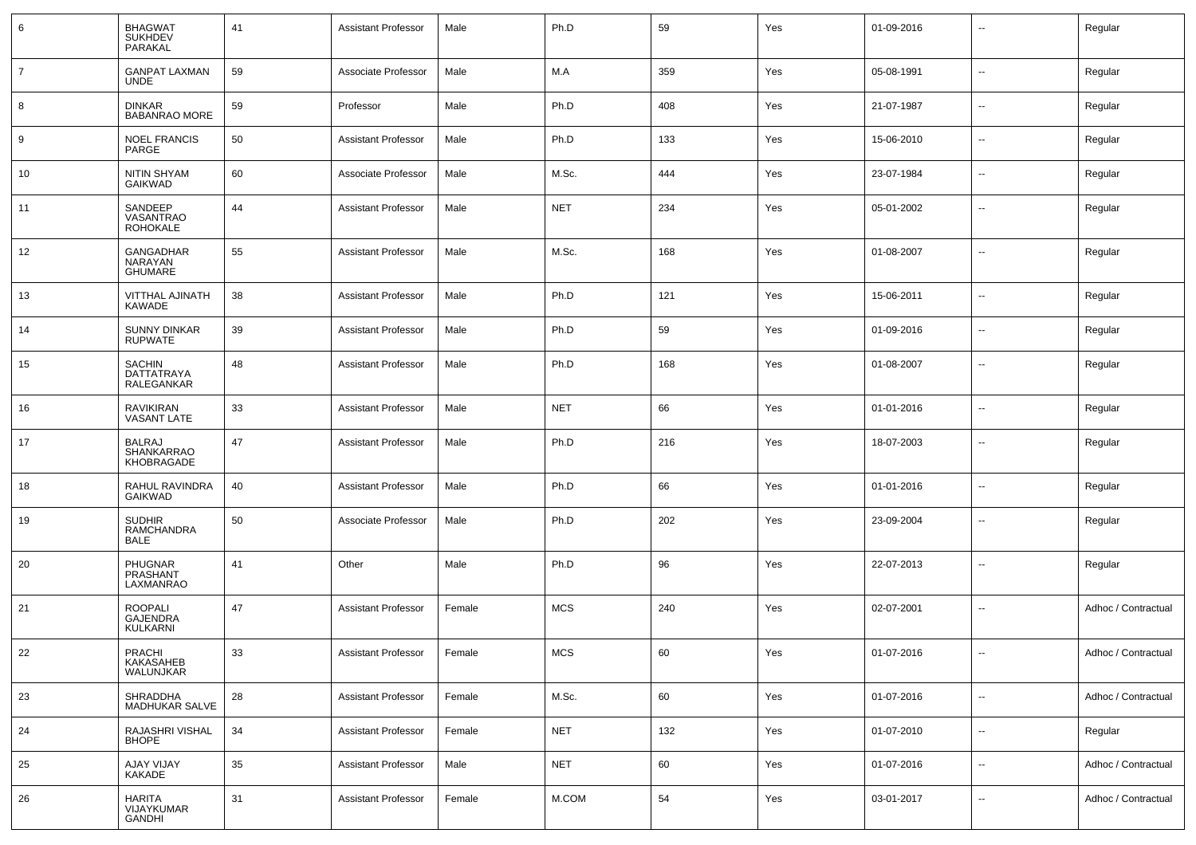| 6 | BHAGWAT SUKHDEV PARAKAL | 41 | Assistant Professor | Male | Ph.D | 59 | Yes | 01-09-2016 | -- | Regular |
|---|---|---|---|---|---|---|---|---|---|---|
| 7 | GANPAT LAXMAN UNDE | 59 | Associate Professor | Male | M.A | 359 | Yes | 05-08-1991 | -- | Regular |
| 8 | DINKAR BABANRAO MORE | 59 | Professor | Male | Ph.D | 408 | Yes | 21-07-1987 | -- | Regular |
| 9 | NOEL FRANCIS PARGE | 50 | Assistant Professor | Male | Ph.D | 133 | Yes | 15-06-2010 | -- | Regular |
| 10 | NITIN SHYAM GAIKWAD | 60 | Associate Professor | Male | M.Sc. | 444 | Yes | 23-07-1984 | -- | Regular |
| 11 | SANDEEP VASANTRAO ROHOKALE | 44 | Assistant Professor | Male | NET | 234 | Yes | 05-01-2002 | -- | Regular |
| 12 | GANGADHAR NARAYAN GHUMARE | 55 | Assistant Professor | Male | M.Sc. | 168 | Yes | 01-08-2007 | -- | Regular |
| 13 | VITTHAL AJINATH KAWADE | 38 | Assistant Professor | Male | Ph.D | 121 | Yes | 15-06-2011 | -- | Regular |
| 14 | SUNNY DINKAR RUPWATE | 39 | Assistant Professor | Male | Ph.D | 59 | Yes | 01-09-2016 | -- | Regular |
| 15 | SACHIN DATTATRAYA RALEGANKAR | 48 | Assistant Professor | Male | Ph.D | 168 | Yes | 01-08-2007 | -- | Regular |
| 16 | RAVIKIRAN VASANT LATE | 33 | Assistant Professor | Male | NET | 66 | Yes | 01-01-2016 | -- | Regular |
| 17 | BALRAJ SHANKARRAO KHOBRAGADE | 47 | Assistant Professor | Male | Ph.D | 216 | Yes | 18-07-2003 | -- | Regular |
| 18 | RAHUL RAVINDRA GAIKWAD | 40 | Assistant Professor | Male | Ph.D | 66 | Yes | 01-01-2016 | -- | Regular |
| 19 | SUDHIR RAMCHANDRA BALE | 50 | Associate Professor | Male | Ph.D | 202 | Yes | 23-09-2004 | -- | Regular |
| 20 | PHUGNAR PRASHANT LAXMANRAO | 41 | Other | Male | Ph.D | 96 | Yes | 22-07-2013 | -- | Regular |
| 21 | ROOPALI GAJENDRA KULKARNI | 47 | Assistant Professor | Female | MCS | 240 | Yes | 02-07-2001 | -- | Adhoc / Contractual |
| 22 | PRACHI KAKASAHEB WALUNJKAR | 33 | Assistant Professor | Female | MCS | 60 | Yes | 01-07-2016 | -- | Adhoc / Contractual |
| 23 | SHRADDHA MADHUKAR SALVE | 28 | Assistant Professor | Female | M.Sc. | 60 | Yes | 01-07-2016 | -- | Adhoc / Contractual |
| 24 | RAJASHRI VISHAL BHOPE | 34 | Assistant Professor | Female | NET | 132 | Yes | 01-07-2010 | -- | Regular |
| 25 | AJAY VIJAY KAKADE | 35 | Assistant Professor | Male | NET | 60 | Yes | 01-07-2016 | -- | Adhoc / Contractual |
| 26 | HARITA VIJAYKUMAR GANDHI | 31 | Assistant Professor | Female | M.COM | 54 | Yes | 03-01-2017 | -- | Adhoc / Contractual |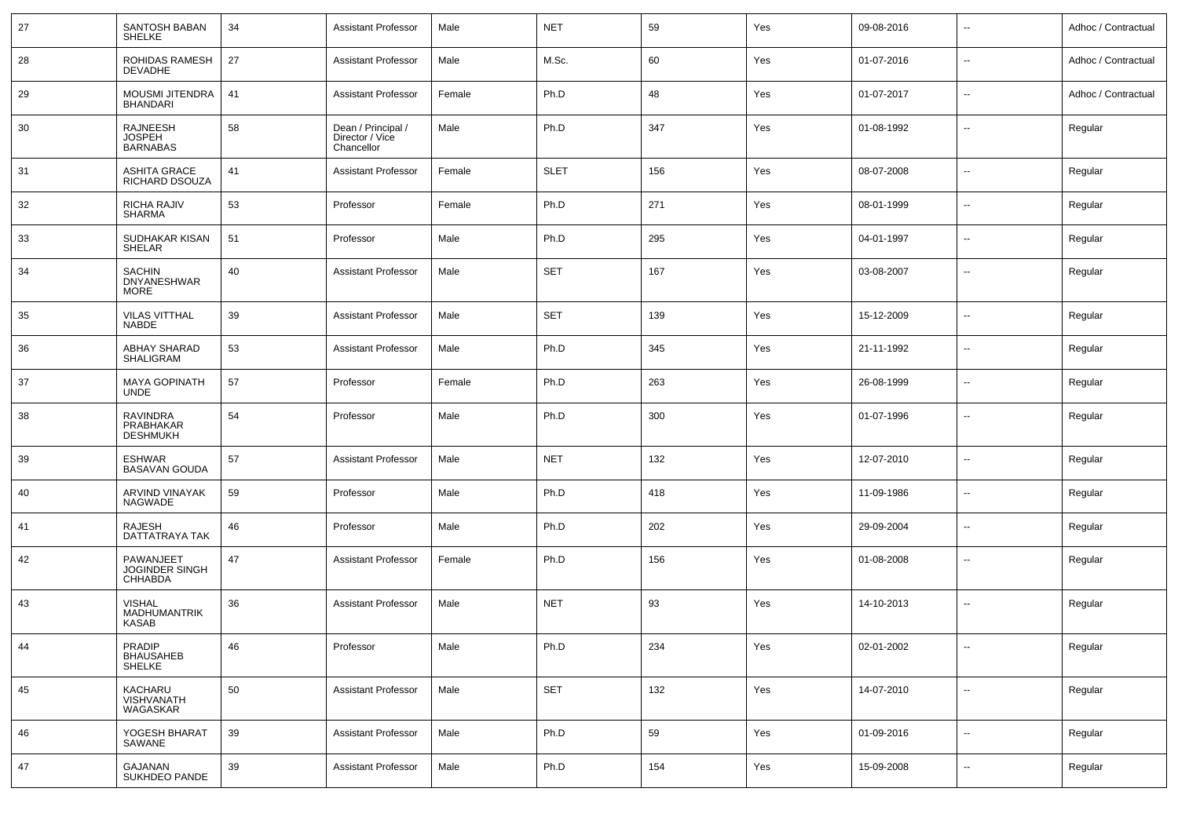| 27 | SANTOSH BABAN SHELKE | 34 | Assistant Professor | Male | NET | 59 | Yes | 09-08-2016 | -- | Adhoc / Contractual |
|---|---|---|---|---|---|---|---|---|---|---|
| 28 | ROHIDAS RAMESH DEVADHE | 27 | Assistant Professor | Male | M.Sc. | 60 | Yes | 01-07-2016 | -- | Adhoc / Contractual |
| 29 | MOUSMI JITENDRA BHANDARI | 41 | Assistant Professor | Female | Ph.D | 48 | Yes | 01-07-2017 | -- | Adhoc / Contractual |
| 30 | RAJNEESH JOSPEH BARNABAS | 58 | Dean / Principal / Director / Vice Chancellor | Male | Ph.D | 347 | Yes | 01-08-1992 | -- | Regular |
| 31 | ASHITA GRACE RICHARD DSOUZA | 41 | Assistant Professor | Female | SLET | 156 | Yes | 08-07-2008 | -- | Regular |
| 32 | RICHA RAJIV SHARMA | 53 | Professor | Female | Ph.D | 271 | Yes | 08-01-1999 | -- | Regular |
| 33 | SUDHAKAR KISAN SHELAR | 51 | Professor | Male | Ph.D | 295 | Yes | 04-01-1997 | -- | Regular |
| 34 | SACHIN DNYANESHWAR MORE | 40 | Assistant Professor | Male | SET | 167 | Yes | 03-08-2007 | -- | Regular |
| 35 | VILAS VITTHAL NABDE | 39 | Assistant Professor | Male | SET | 139 | Yes | 15-12-2009 | -- | Regular |
| 36 | ABHAY SHARAD SHALIGRAM | 53 | Assistant Professor | Male | Ph.D | 345 | Yes | 21-11-1992 | -- | Regular |
| 37 | MAYA GOPINATH UNDE | 57 | Professor | Female | Ph.D | 263 | Yes | 26-08-1999 | -- | Regular |
| 38 | RAVINDRA PRABHAKAR DESHMUKH | 54 | Professor | Male | Ph.D | 300 | Yes | 01-07-1996 | -- | Regular |
| 39 | ESHWAR BASAVAN GOUDA | 57 | Assistant Professor | Male | NET | 132 | Yes | 12-07-2010 | -- | Regular |
| 40 | ARVIND VINAYAK NAGWADE | 59 | Professor | Male | Ph.D | 418 | Yes | 11-09-1986 | -- | Regular |
| 41 | RAJESH DATTATRAYA TAK | 46 | Professor | Male | Ph.D | 202 | Yes | 29-09-2004 | -- | Regular |
| 42 | PAWANJEET JOGINDER SINGH CHHABDA | 47 | Assistant Professor | Female | Ph.D | 156 | Yes | 01-08-2008 | -- | Regular |
| 43 | VISHAL MADHUMANTRIK KASAB | 36 | Assistant Professor | Male | NET | 93 | Yes | 14-10-2013 | -- | Regular |
| 44 | PRADIP BHAUSAHEB SHELKE | 46 | Professor | Male | Ph.D | 234 | Yes | 02-01-2002 | -- | Regular |
| 45 | KACHARU VISHVANATH WAGASKAR | 50 | Assistant Professor | Male | SET | 132 | Yes | 14-07-2010 | -- | Regular |
| 46 | YOGESH BHARAT SAWANE | 39 | Assistant Professor | Male | Ph.D | 59 | Yes | 01-09-2016 | -- | Regular |
| 47 | GAJANAN SUKHDEO PANDE | 39 | Assistant Professor | Male | Ph.D | 154 | Yes | 15-09-2008 | -- | Regular |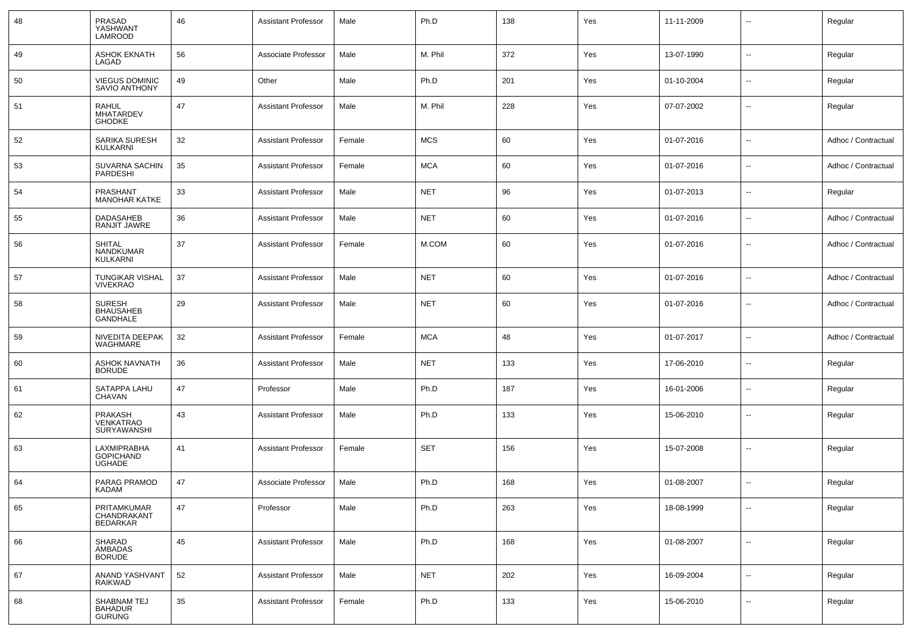| 48 | PRASAD YASHWANT LAMROOD | 46 | Assistant Professor | Male | Ph.D | 138 | Yes | 11-11-2009 | -- | Regular |
|---|---|---|---|---|---|---|---|---|---|---|
| 49 | ASHOK EKNATH LAGAD | 56 | Associate Professor | Male | M. Phil | 372 | Yes | 13-07-1990 | -- | Regular |
| 50 | VIEGUS DOMINIC SAVIO ANTHONY | 49 | Other | Male | Ph.D | 201 | Yes | 01-10-2004 | -- | Regular |
| 51 | RAHUL MHATARDEV GHODKE | 47 | Assistant Professor | Male | M. Phil | 228 | Yes | 07-07-2002 | -- | Regular |
| 52 | SARIKA SURESH KULKARNI | 32 | Assistant Professor | Female | MCS | 60 | Yes | 01-07-2016 | -- | Adhoc / Contractual |
| 53 | SUVARNA SACHIN PARDESHI | 35 | Assistant Professor | Female | MCA | 60 | Yes | 01-07-2016 | -- | Adhoc / Contractual |
| 54 | PRASHANT MANOHAR KATKE | 33 | Assistant Professor | Male | NET | 96 | Yes | 01-07-2013 | -- | Regular |
| 55 | DADASAHEB RANJIT JAWRE | 36 | Assistant Professor | Male | NET | 60 | Yes | 01-07-2016 | -- | Adhoc / Contractual |
| 56 | SHITAL NANDKUMAR KULKARNI | 37 | Assistant Professor | Female | M.COM | 60 | Yes | 01-07-2016 | -- | Adhoc / Contractual |
| 57 | TUNGIKAR VISHAL VIVEKRAO | 37 | Assistant Professor | Male | NET | 60 | Yes | 01-07-2016 | -- | Adhoc / Contractual |
| 58 | SURESH BHAUSAHEB GANDHALE | 29 | Assistant Professor | Male | NET | 60 | Yes | 01-07-2016 | -- | Adhoc / Contractual |
| 59 | NIVEDITA DEEPAK WAGHMARE | 32 | Assistant Professor | Female | MCA | 48 | Yes | 01-07-2017 | -- | Adhoc / Contractual |
| 60 | ASHOK NAVNATH BORUDE | 36 | Assistant Professor | Male | NET | 133 | Yes | 17-06-2010 | -- | Regular |
| 61 | SATAPPA LAHU CHAVAN | 47 | Professor | Male | Ph.D | 187 | Yes | 16-01-2006 | -- | Regular |
| 62 | PRAKASH VENKATRAO SURYAWANSHI | 43 | Assistant Professor | Male | Ph.D | 133 | Yes | 15-06-2010 | -- | Regular |
| 63 | LAXMIPRABHA GOPICHAND UGHADE | 41 | Assistant Professor | Female | SET | 156 | Yes | 15-07-2008 | -- | Regular |
| 64 | PARAG PRAMOD KADAM | 47 | Associate Professor | Male | Ph.D | 168 | Yes | 01-08-2007 | -- | Regular |
| 65 | PRITAMKUMAR CHANDRAKANT BEDARKAR | 47 | Professor | Male | Ph.D | 263 | Yes | 18-08-1999 | -- | Regular |
| 66 | SHARAD AMBADAS BORUDE | 45 | Assistant Professor | Male | Ph.D | 168 | Yes | 01-08-2007 | -- | Regular |
| 67 | ANAND YASHVANT RAIKWAD | 52 | Assistant Professor | Male | NET | 202 | Yes | 16-09-2004 | -- | Regular |
| 68 | SHABNAM TEJ BAHADUR GURUNG | 35 | Assistant Professor | Female | Ph.D | 133 | Yes | 15-06-2010 | -- | Regular |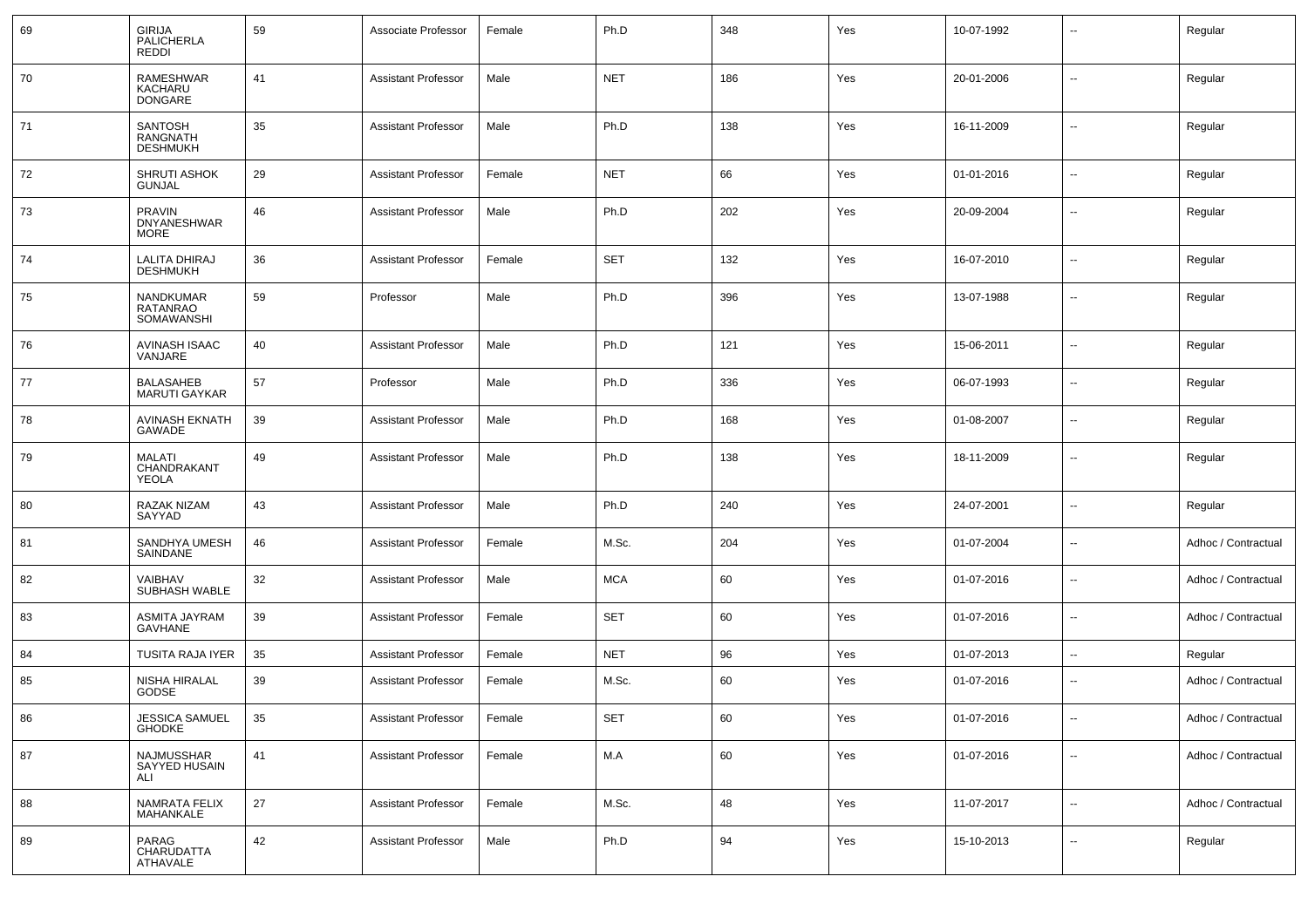| 69 | GIRIJA PALICHERLA REDDI | 59 | Associate Professor | Female | Ph.D | 348 | Yes | 10-07-1992 | -- | Regular |
|---|---|---|---|---|---|---|---|---|---|---|
| 70 | RAMESHWAR KACHARU DONGARE | 41 | Assistant Professor | Male | NET | 186 | Yes | 20-01-2006 | -- | Regular |
| 71 | SANTOSH RANGNATH DESHMUKH | 35 | Assistant Professor | Male | Ph.D | 138 | Yes | 16-11-2009 | -- | Regular |
| 72 | SHRUTI ASHOK GUNJAL | 29 | Assistant Professor | Female | NET | 66 | Yes | 01-01-2016 | -- | Regular |
| 73 | PRAVIN DNYANESHWAR MORE | 46 | Assistant Professor | Male | Ph.D | 202 | Yes | 20-09-2004 | -- | Regular |
| 74 | LALITA DHIRAJ DESHMUKH | 36 | Assistant Professor | Female | SET | 132 | Yes | 16-07-2010 | -- | Regular |
| 75 | NANDKUMAR RATANRAO SOMAWANSHI | 59 | Professor | Male | Ph.D | 396 | Yes | 13-07-1988 | -- | Regular |
| 76 | AVINASH ISAAC VANJARE | 40 | Assistant Professor | Male | Ph.D | 121 | Yes | 15-06-2011 | -- | Regular |
| 77 | BALASAHEB MARUTI GAYKAR | 57 | Professor | Male | Ph.D | 336 | Yes | 06-07-1993 | -- | Regular |
| 78 | AVINASH EKNATH GAWADE | 39 | Assistant Professor | Male | Ph.D | 168 | Yes | 01-08-2007 | -- | Regular |
| 79 | MALATI CHANDRAKANT YEOLA | 49 | Assistant Professor | Male | Ph.D | 138 | Yes | 18-11-2009 | -- | Regular |
| 80 | RAZAK NIZAM SAYYAD | 43 | Assistant Professor | Male | Ph.D | 240 | Yes | 24-07-2001 | -- | Regular |
| 81 | SANDHYA UMESH SAINDANE | 46 | Assistant Professor | Female | M.Sc. | 204 | Yes | 01-07-2004 | -- | Adhoc / Contractual |
| 82 | VAIBHAV SUBHASH WABLE | 32 | Assistant Professor | Male | MCA | 60 | Yes | 01-07-2016 | -- | Adhoc / Contractual |
| 83 | ASMITA JAYRAM GAVHANE | 39 | Assistant Professor | Female | SET | 60 | Yes | 01-07-2016 | -- | Adhoc / Contractual |
| 84 | TUSITA RAJA IYER | 35 | Assistant Professor | Female | NET | 96 | Yes | 01-07-2013 | -- | Regular |
| 85 | NISHA HIRALAL GODSE | 39 | Assistant Professor | Female | M.Sc. | 60 | Yes | 01-07-2016 | -- | Adhoc / Contractual |
| 86 | JESSICA SAMUEL GHODKE | 35 | Assistant Professor | Female | SET | 60 | Yes | 01-07-2016 | -- | Adhoc / Contractual |
| 87 | NAJMUSSHAR SAYYED HUSAIN ALI | 41 | Assistant Professor | Female | M.A | 60 | Yes | 01-07-2016 | -- | Adhoc / Contractual |
| 88 | NAMRATA FELIX MAHANKALE | 27 | Assistant Professor | Female | M.Sc. | 48 | Yes | 11-07-2017 | -- | Adhoc / Contractual |
| 89 | PARAG CHARUDATTA ATHAVALE | 42 | Assistant Professor | Male | Ph.D | 94 | Yes | 15-10-2013 | -- | Regular |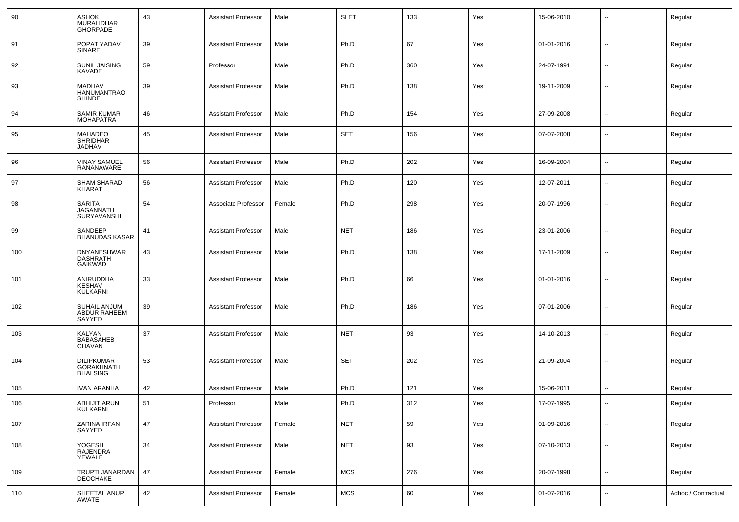| 90 | ASHOK MURALIDHAR GHORPADE | 43 | Assistant Professor | Male | SLET | 133 | Yes | 15-06-2010 | -- | Regular |
|---|---|---|---|---|---|---|---|---|---|---|
| 91 | POPAT YADAV SINARE | 39 | Assistant Professor | Male | Ph.D | 67 | Yes | 01-01-2016 | -- | Regular |
| 92 | SUNIL JAISING KAVADE | 59 | Professor | Male | Ph.D | 360 | Yes | 24-07-1991 | -- | Regular |
| 93 | MADHAV HANUMANTRAO SHINDE | 39 | Assistant Professor | Male | Ph.D | 138 | Yes | 19-11-2009 | -- | Regular |
| 94 | SAMIR KUMAR MOHAPATRA | 46 | Assistant Professor | Male | Ph.D | 154 | Yes | 27-09-2008 | -- | Regular |
| 95 | MAHADEO SHRIDHAR JADHAV | 45 | Assistant Professor | Male | SET | 156 | Yes | 07-07-2008 | -- | Regular |
| 96 | VINAY SAMUEL RANANAWARE | 56 | Assistant Professor | Male | Ph.D | 202 | Yes | 16-09-2004 | -- | Regular |
| 97 | SHAM SHARAD KHARAT | 56 | Assistant Professor | Male | Ph.D | 120 | Yes | 12-07-2011 | -- | Regular |
| 98 | SARITA JAGANNATH SURYAVANSHI | 54 | Associate Professor | Female | Ph.D | 298 | Yes | 20-07-1996 | -- | Regular |
| 99 | SANDEEP BHANUDAS KASAR | 41 | Assistant Professor | Male | NET | 186 | Yes | 23-01-2006 | -- | Regular |
| 100 | DNYANESHWAR DASHRATH GAIKWAD | 43 | Assistant Professor | Male | Ph.D | 138 | Yes | 17-11-2009 | -- | Regular |
| 101 | ANIRUDDHA KESHAV KULKARNI | 33 | Assistant Professor | Male | Ph.D | 66 | Yes | 01-01-2016 | -- | Regular |
| 102 | SUHAIL ANJUM ABDUR RAHEEM SAYYED | 39 | Assistant Professor | Male | Ph.D | 186 | Yes | 07-01-2006 | -- | Regular |
| 103 | KALYAN BABASAHEB CHAVAN | 37 | Assistant Professor | Male | NET | 93 | Yes | 14-10-2013 | -- | Regular |
| 104 | DILIPKUMAR GORAKHNATH BHALSING | 53 | Assistant Professor | Male | SET | 202 | Yes | 21-09-2004 | -- | Regular |
| 105 | IVAN ARANHA | 42 | Assistant Professor | Male | Ph.D | 121 | Yes | 15-06-2011 | -- | Regular |
| 106 | ABHIJIT ARUN KULKARNI | 51 | Professor | Male | Ph.D | 312 | Yes | 17-07-1995 | -- | Regular |
| 107 | ZARINA IRFAN SAYYED | 47 | Assistant Professor | Female | NET | 59 | Yes | 01-09-2016 | -- | Regular |
| 108 | YOGESH RAJENDRA YEWALE | 34 | Assistant Professor | Male | NET | 93 | Yes | 07-10-2013 | -- | Regular |
| 109 | TRUPTI JANARDAN DEOCHAKE | 47 | Assistant Professor | Female | MCS | 276 | Yes | 20-07-1998 | -- | Regular |
| 110 | SHEETAL ANUP AWATE | 42 | Assistant Professor | Female | MCS | 60 | Yes | 01-07-2016 | -- | Adhoc / Contractual |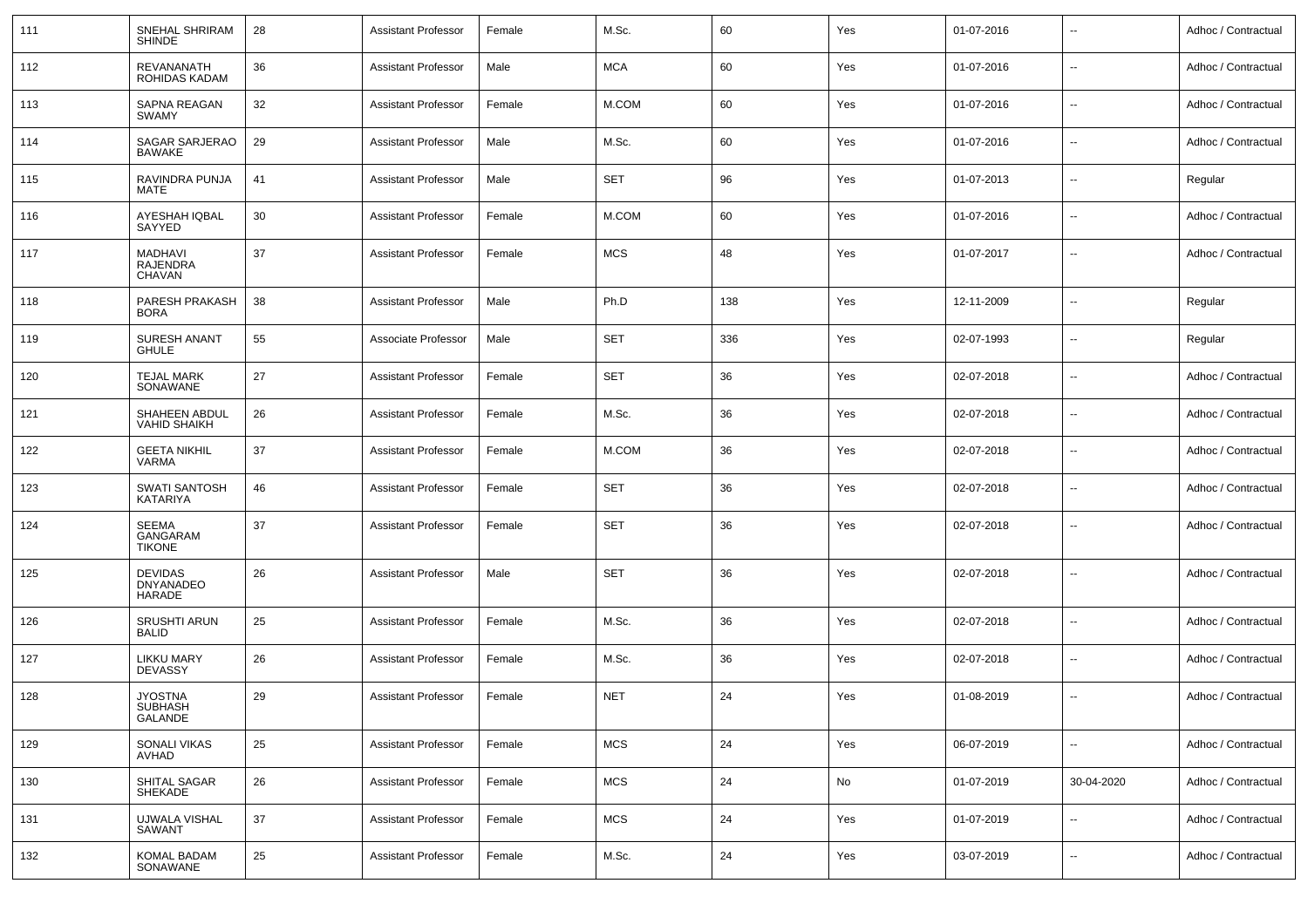| 111 | SNEHAL SHRIRAM SHINDE | 28 | Assistant Professor | Female | M.Sc. | 60 | Yes | 01-07-2016 | -- | Adhoc / Contractual |
|---|---|---|---|---|---|---|---|---|---|---|
| 112 | REVANANATH ROHIDAS KADAM | 36 | Assistant Professor | Male | MCA | 60 | Yes | 01-07-2016 | -- | Adhoc / Contractual |
| 113 | SAPNA REAGAN SWAMY | 32 | Assistant Professor | Female | M.COM | 60 | Yes | 01-07-2016 | -- | Adhoc / Contractual |
| 114 | SAGAR SARJERAO BAWAKE | 29 | Assistant Professor | Male | M.Sc. | 60 | Yes | 01-07-2016 | -- | Adhoc / Contractual |
| 115 | RAVINDRA PUNJA MATE | 41 | Assistant Professor | Male | SET | 96 | Yes | 01-07-2013 | -- | Regular |
| 116 | AYESHAH IQBAL SAYYED | 30 | Assistant Professor | Female | M.COM | 60 | Yes | 01-07-2016 | -- | Adhoc / Contractual |
| 117 | MADHAVI RAJENDRA CHAVAN | 37 | Assistant Professor | Female | MCS | 48 | Yes | 01-07-2017 | -- | Adhoc / Contractual |
| 118 | PARESH PRAKASH BORA | 38 | Assistant Professor | Male | Ph.D | 138 | Yes | 12-11-2009 | -- | Regular |
| 119 | SURESH ANANT GHULE | 55 | Associate Professor | Male | SET | 336 | Yes | 02-07-1993 | -- | Regular |
| 120 | TEJAL MARK SONAWANE | 27 | Assistant Professor | Female | SET | 36 | Yes | 02-07-2018 | -- | Adhoc / Contractual |
| 121 | SHAHEEN ABDUL VAHID SHAIKH | 26 | Assistant Professor | Female | M.Sc. | 36 | Yes | 02-07-2018 | -- | Adhoc / Contractual |
| 122 | GEETA NIKHIL VARMA | 37 | Assistant Professor | Female | M.COM | 36 | Yes | 02-07-2018 | -- | Adhoc / Contractual |
| 123 | SWATI SANTOSH KATARIYA | 46 | Assistant Professor | Female | SET | 36 | Yes | 02-07-2018 | -- | Adhoc / Contractual |
| 124 | SEEMA GANGARAM TIKONE | 37 | Assistant Professor | Female | SET | 36 | Yes | 02-07-2018 | -- | Adhoc / Contractual |
| 125 | DEVIDAS DNYANADEO HARADE | 26 | Assistant Professor | Male | SET | 36 | Yes | 02-07-2018 | -- | Adhoc / Contractual |
| 126 | SRUSHTI ARUN BALID | 25 | Assistant Professor | Female | M.Sc. | 36 | Yes | 02-07-2018 | -- | Adhoc / Contractual |
| 127 | LIKKU MARY DEVASSY | 26 | Assistant Professor | Female | M.Sc. | 36 | Yes | 02-07-2018 | -- | Adhoc / Contractual |
| 128 | JYOSTNA SUBHASH GALANDE | 29 | Assistant Professor | Female | NET | 24 | Yes | 01-08-2019 | -- | Adhoc / Contractual |
| 129 | SONALI VIKAS AVHAD | 25 | Assistant Professor | Female | MCS | 24 | Yes | 06-07-2019 | -- | Adhoc / Contractual |
| 130 | SHITAL SAGAR SHEKADE | 26 | Assistant Professor | Female | MCS | 24 | No | 01-07-2019 | 30-04-2020 | Adhoc / Contractual |
| 131 | UJWALA VISHAL SAWANT | 37 | Assistant Professor | Female | MCS | 24 | Yes | 01-07-2019 | -- | Adhoc / Contractual |
| 132 | KOMAL BADAM SONAWANE | 25 | Assistant Professor | Female | M.Sc. | 24 | Yes | 03-07-2019 | -- | Adhoc / Contractual |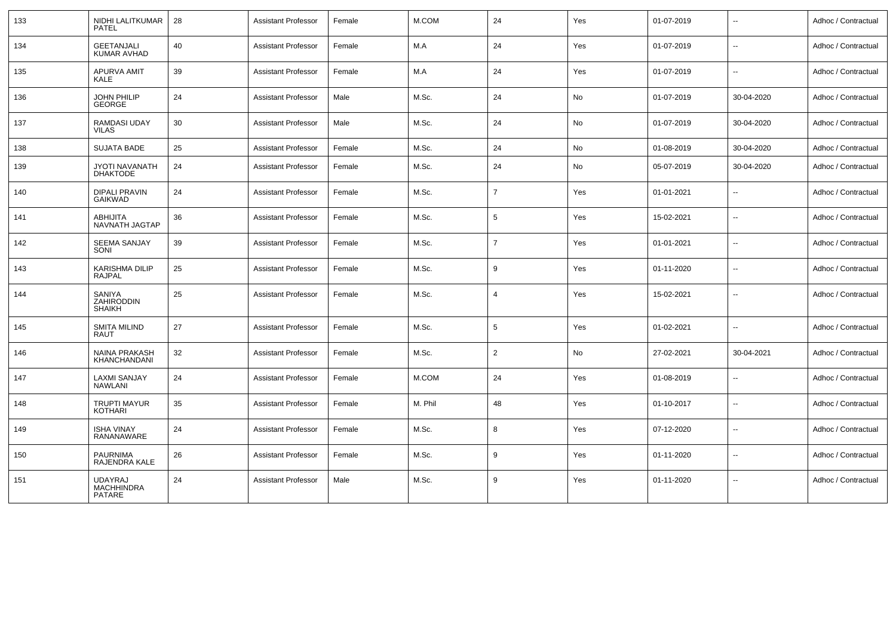| | | | | | | | | | | |
|---|---|---|---|---|---|---|---|---|---|---|
| 133 | NIDHI LALITKUMAR PATEL | 28 | Assistant Professor | Female | M.COM | 24 | Yes | 01-07-2019 | -- | Adhoc / Contractual |
| 134 | GEETANJALI KUMAR AVHAD | 40 | Assistant Professor | Female | M.A | 24 | Yes | 01-07-2019 | -- | Adhoc / Contractual |
| 135 | APURVA AMIT KALE | 39 | Assistant Professor | Female | M.A | 24 | Yes | 01-07-2019 | -- | Adhoc / Contractual |
| 136 | JOHN PHILIP GEORGE | 24 | Assistant Professor | Male | M.Sc. | 24 | No | 01-07-2019 | 30-04-2020 | Adhoc / Contractual |
| 137 | RAMDASI UDAY VILAS | 30 | Assistant Professor | Male | M.Sc. | 24 | No | 01-07-2019 | 30-04-2020 | Adhoc / Contractual |
| 138 | SUJATA BADE | 25 | Assistant Professor | Female | M.Sc. | 24 | No | 01-08-2019 | 30-04-2020 | Adhoc / Contractual |
| 139 | JYOTI NAVANATH DHAKTODE | 24 | Assistant Professor | Female | M.Sc. | 24 | No | 05-07-2019 | 30-04-2020 | Adhoc / Contractual |
| 140 | DIPALI PRAVIN GAIKWAD | 24 | Assistant Professor | Female | M.Sc. | 7 | Yes | 01-01-2021 | -- | Adhoc / Contractual |
| 141 | ABHIJITA NAVNATH JAGTAP | 36 | Assistant Professor | Female | M.Sc. | 5 | Yes | 15-02-2021 | -- | Adhoc / Contractual |
| 142 | SEEMA SANJAY SONI | 39 | Assistant Professor | Female | M.Sc. | 7 | Yes | 01-01-2021 | -- | Adhoc / Contractual |
| 143 | KARISHMA DILIP RAJPAL | 25 | Assistant Professor | Female | M.Sc. | 9 | Yes | 01-11-2020 | -- | Adhoc / Contractual |
| 144 | SANIYA ZAHIRODDIN SHAIKH | 25 | Assistant Professor | Female | M.Sc. | 4 | Yes | 15-02-2021 | -- | Adhoc / Contractual |
| 145 | SMITA MILIND RAUT | 27 | Assistant Professor | Female | M.Sc. | 5 | Yes | 01-02-2021 | -- | Adhoc / Contractual |
| 146 | NAINA PRAKASH KHANCHANDANI | 32 | Assistant Professor | Female | M.Sc. | 2 | No | 27-02-2021 | 30-04-2021 | Adhoc / Contractual |
| 147 | LAXMI SANJAY NAWLANI | 24 | Assistant Professor | Female | M.COM | 24 | Yes | 01-08-2019 | -- | Adhoc / Contractual |
| 148 | TRUPTI MAYUR KOTHARI | 35 | Assistant Professor | Female | M. Phil | 48 | Yes | 01-10-2017 | -- | Adhoc / Contractual |
| 149 | ISHA VINAY RANANAWARE | 24 | Assistant Professor | Female | M.Sc. | 8 | Yes | 07-12-2020 | -- | Adhoc / Contractual |
| 150 | PAURNIMA RAJENDRA KALE | 26 | Assistant Professor | Female | M.Sc. | 9 | Yes | 01-11-2020 | -- | Adhoc / Contractual |
| 151 | UDAYRAJ MACHHINDRA PATARE | 24 | Assistant Professor | Male | M.Sc. | 9 | Yes | 01-11-2020 | -- | Adhoc / Contractual |